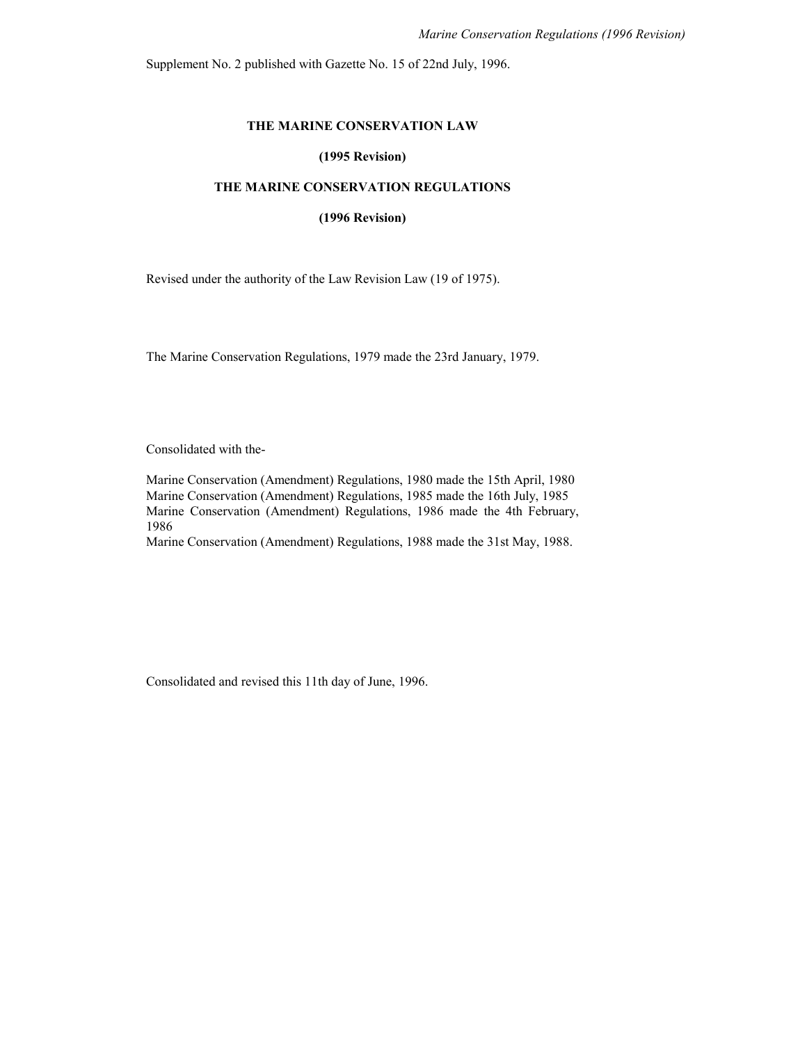Supplement No. 2 published with Gazette No. 15 of 22nd July, 1996.

**THE MARINE CONSERVATION LAW**

**(1995 Revision)**

**THE MARINE CONSERVATION REGULATIONS**

**(1996 Revision)**

Revised under the authority of the Law Revision Law (19 of 1975).

The Marine Conservation Regulations, 1979 made the 23rd January, 1979.

Consolidated with the-

Marine Conservation (Amendment) Regulations, 1980 made the 15th April, 1980
Marine Conservation (Amendment) Regulations, 1985 made the 16th July, 1985
Marine Conservation (Amendment) Regulations, 1986 made the 4th February, 1986
Marine Conservation (Amendment) Regulations, 1988 made the 31st May, 1988.

Consolidated and revised this 11th day of June, 1996.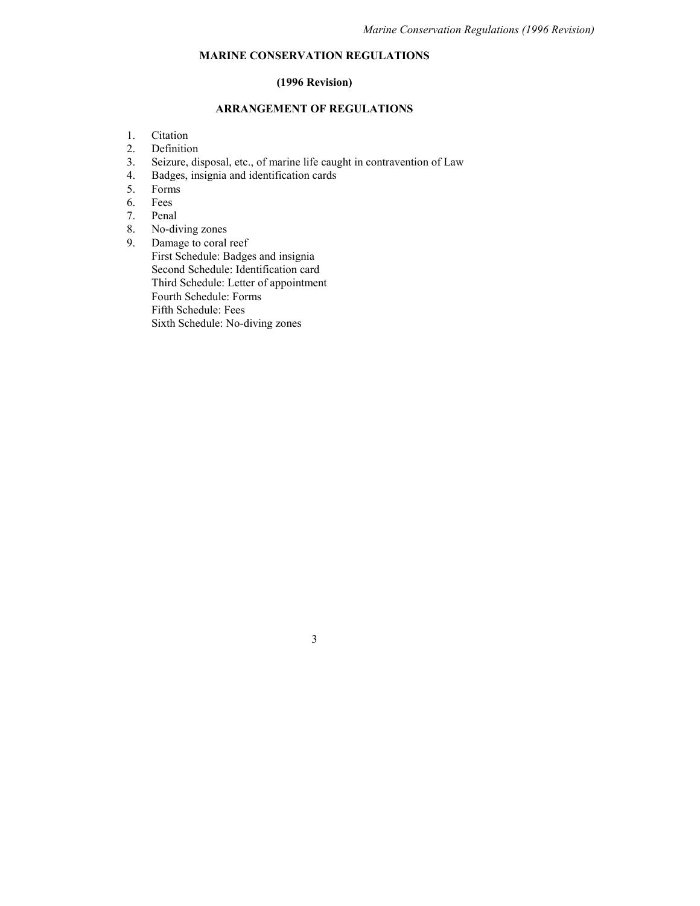# MARINE CONSERVATION REGULATIONS

## (1996 Revision)

## ARRANGEMENT OF REGULATIONS

1. Citation
2. Definition
3. Seizure, disposal, etc., of marine life caught in contravention of Law
4. Badges, insignia and identification cards
5. Forms
6. Fees
7. Penal
8. No-diving zones
9. Damage to coral reef

First Schedule: Badges and insignia
Second Schedule: Identification card
Third Schedule: Letter of appointment
Fourth Schedule: Forms
Fifth Schedule: Fees
Sixth Schedule: No-diving zones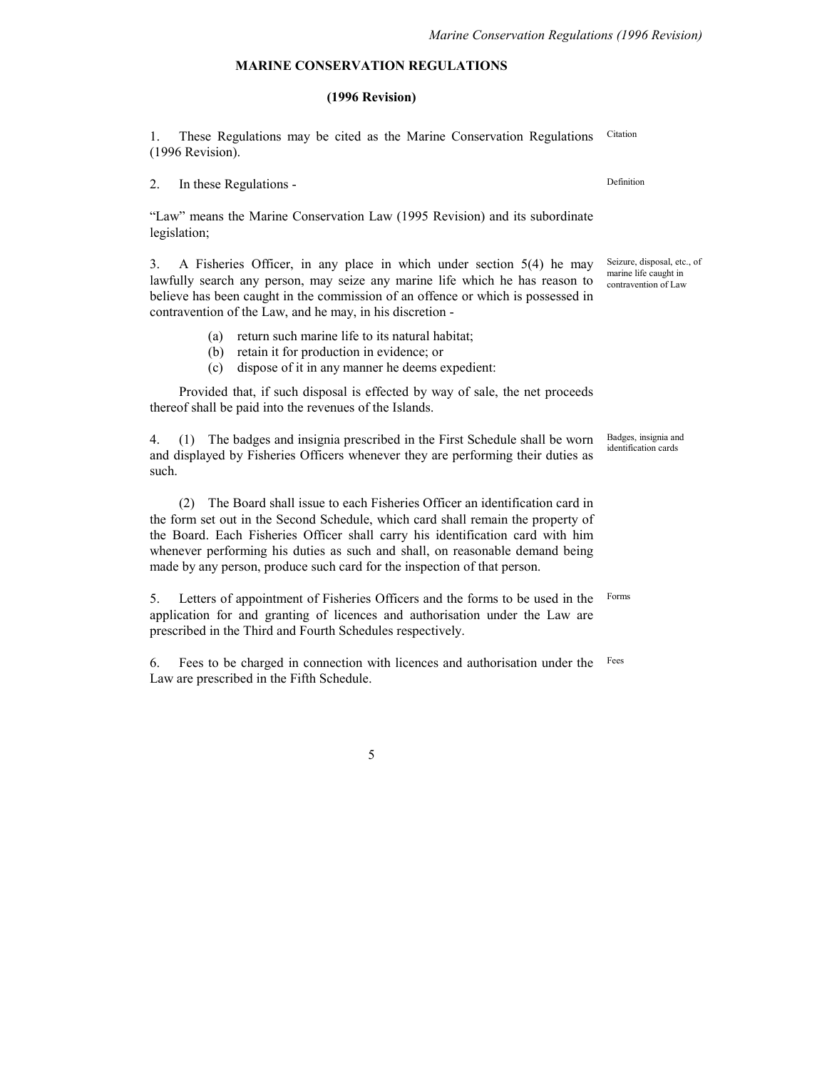# MARINE CONSERVATION REGULATIONS

## (1996 Revision)

1. These Regulations may be cited as the Marine Conservation Regulations (1996 Revision). *Citation*

2. In these Regulations - *Definition*

"Law" means the Marine Conservation Law (1995 Revision) and its subordinate legislation;

3. A Fisheries Officer, in any place in which under section 5(4) he may lawfully search any person, may seize any marine life which he has reason to believe has been caught in the commission of an offence or which is possessed in contravention of the Law, and he may, in his discretion - *Seizure, disposal, etc., of marine life caught in contravention of Law*

   (a) return such marine life to its natural habitat;
   (b) retain it for production in evidence; or
   (c) dispose of it in any manner he deems expedient:

Provided that, if such disposal is effected by way of sale, the net proceeds thereof shall be paid into the revenues of the Islands.

4. (1) The badges and insignia prescribed in the First Schedule shall be worn and displayed by Fisheries Officers whenever they are performing their duties as such. *Badges, insignia and identification cards*

(2) The Board shall issue to each Fisheries Officer an identification card in the form set out in the Second Schedule, which card shall remain the property of the Board. Each Fisheries Officer shall carry his identification card with him whenever performing his duties as such and shall, on reasonable demand being made by any person, produce such card for the inspection of that person.

5. Letters of appointment of Fisheries Officers and the forms to be used in the application for and granting of licences and authorisation under the Law are prescribed in the Third and Fourth Schedules respectively. *Forms*

6. Fees to be charged in connection with licences and authorisation under the Law are prescribed in the Fifth Schedule. *Fees*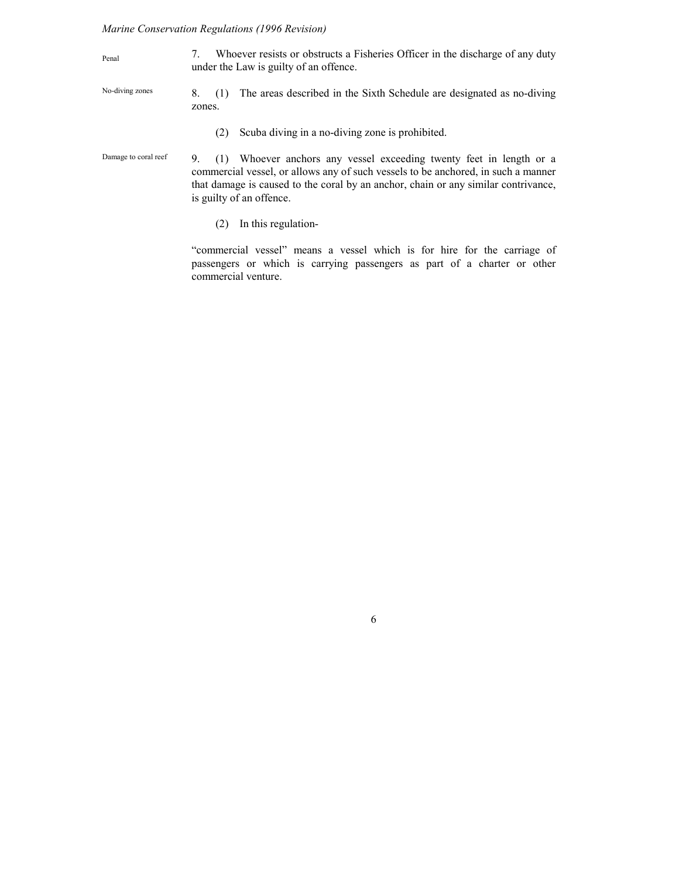Penal

7. Whoever resists or obstructs a Fisheries Officer in the discharge of any duty under the Law is guilty of an offence.

No-diving zones

8. (1) The areas described in the Sixth Schedule are designated as no-diving zones.

(2) Scuba diving in a no-diving zone is prohibited.

Damage to coral reef

9. (1) Whoever anchors any vessel exceeding twenty feet in length or a commercial vessel, or allows any of such vessels to be anchored, in such a manner that damage is caused to the coral by an anchor, chain or any similar contrivance, is guilty of an offence.

(2) In this regulation-

"commercial vessel" means a vessel which is for hire for the carriage of passengers or which is carrying passengers as part of a charter or other commercial venture.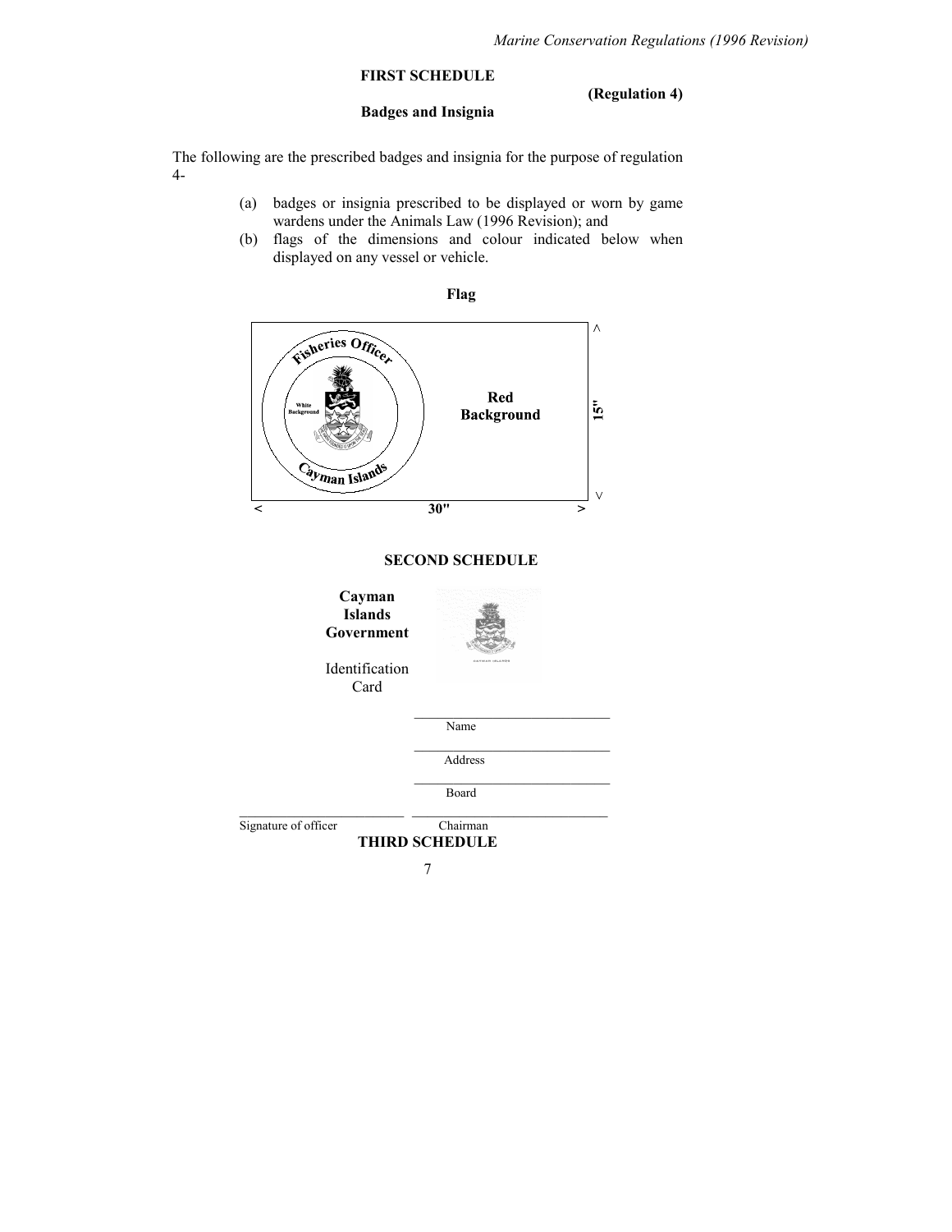## FIRST SCHEDULE

**(Regulation 4)**

**Badges and Insignia**

The following are the prescribed badges and insignia for the purpose of regulation 4-

(a) badges or insignia prescribed to be displayed or worn by game wardens under the Animals Law (1996 Revision); and

(b) flags of the dimensions and colour indicated below when displayed on any vessel or vehicle.

**Flag**

Fisheries Officer

White Background

Cayman Islands

**Red Background**

**15"**

**30"**

## SECOND SCHEDULE

**Cayman Islands Government**

Identification Card

\_\_\_\_\_\_\_\_\_\_\_\_\_\_\_\_\_\_\_\_\_\_\_\_\_\_\_\_\_\_
Name

\_\_\_\_\_\_\_\_\_\_\_\_\_\_\_\_\_\_\_\_\_\_\_\_\_\_\_\_\_\_
Address

\_\_\_\_\_\_\_\_\_\_\_\_\_\_\_\_\_\_\_\_\_\_\_\_\_\_\_\_\_\_
Board

\_\_\_\_\_\_\_\_\_\_\_\_\_\_\_\_\_\_\_\_\_\_\_\_\_\_ \_\_\_\_\_\_\_\_\_\_\_\_\_\_\_\_\_\_\_\_\_\_\_\_\_\_\_\_\_\_
Signature of officer Chairman

## THIRD SCHEDULE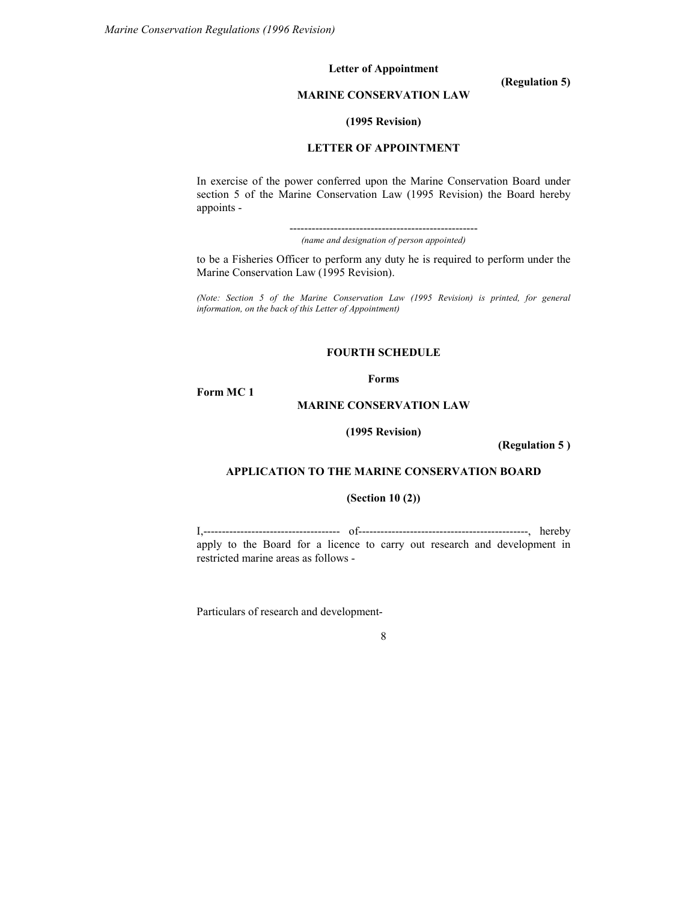**Letter of Appointment**

**(Regulation 5)**

**MARINE CONSERVATION LAW**

**(1995 Revision)**

**LETTER OF APPOINTMENT**

In exercise of the power conferred upon the Marine Conservation Board under section 5 of the Marine Conservation Law (1995 Revision) the Board hereby appoints -

----------------------------------------------------
*(name and designation of person appointed)*

to be a Fisheries Officer to perform any duty he is required to perform under the Marine Conservation Law (1995 Revision).

*(Note: Section 5 of the Marine Conservation Law (1995 Revision) is printed, for general information, on the back of this Letter of Appointment)*

## FOURTH SCHEDULE

**Forms**

**Form MC 1**

**MARINE CONSERVATION LAW**

**(1995 Revision)**

**(Regulation 5 )**

**APPLICATION TO THE MARINE CONSERVATION BOARD**

**(Section 10 (2))**

I,------------------------------------- of----------------------------------------------, hereby apply to the Board for a licence to carry out research and development in restricted marine areas as follows -

Particulars of research and development-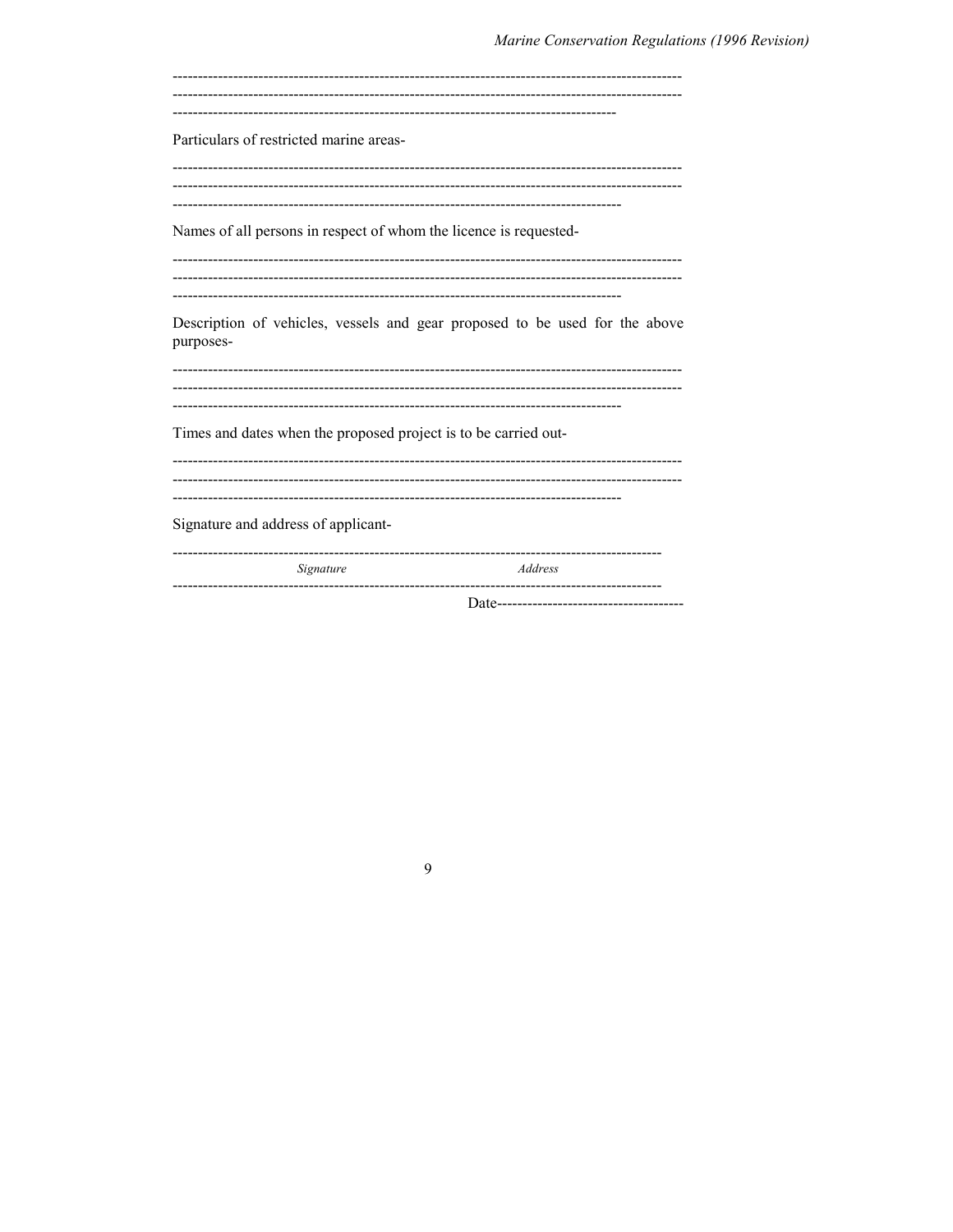-----------------------------------------------------------------------------------------------------
-----------------------------------------------------------------------------------------------------
------------------------------------------------------------------------------------------

Particulars of restricted marine areas-

-----------------------------------------------------------------------------------------------------
-----------------------------------------------------------------------------------------------------
------------------------------------------------------------------------------------------

Names of all persons in respect of whom the licence is requested-

-----------------------------------------------------------------------------------------------------
-----------------------------------------------------------------------------------------------------
------------------------------------------------------------------------------------------

Description of vehicles, vessels and gear proposed to be used for the above purposes-

-----------------------------------------------------------------------------------------------------
-----------------------------------------------------------------------------------------------------
------------------------------------------------------------------------------------------

Times and dates when the proposed project is to be carried out-

-----------------------------------------------------------------------------------------------------
-----------------------------------------------------------------------------------------------------
------------------------------------------------------------------------------------------

Signature and address of applicant-

-----------------------------------------------------------------------------------------------

*Signature* *Address*

-----------------------------------------------------------------------------------------------

Date-------------------------------------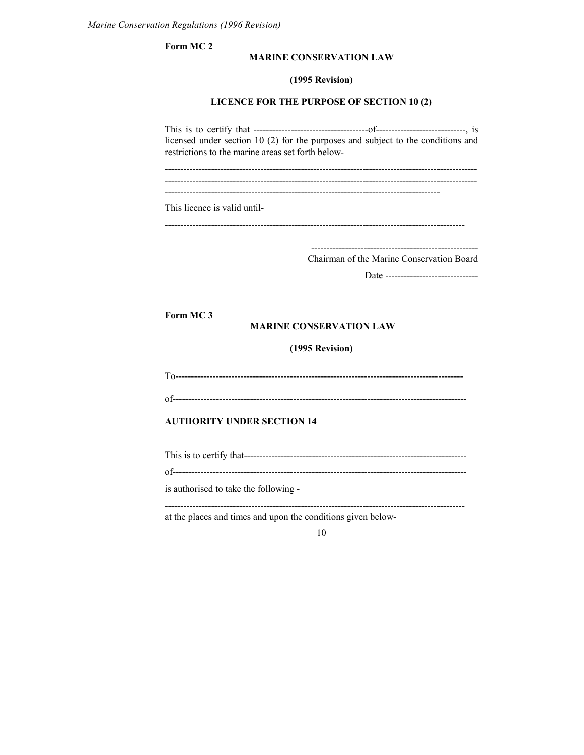**Form MC 2**

**MARINE CONSERVATION LAW**

**(1995 Revision)**

**LICENCE FOR THE PURPOSE OF SECTION 10 (2)**

This is to certify that -------------------------------------of-----------------------------, is licensed under section 10 (2) for the purposes and subject to the conditions and restrictions to the marine areas set forth below-

-----------------------------------------------------------------------------------------------------
-----------------------------------------------------------------------------------------------------
-----------------------------------------------------------------------------------------

This licence is valid until-

-----------------------------------------------------------------------------------------------

------------------------------------------------------
Chairman of the Marine Conservation Board

Date ------------------------------

**Form MC 3**

**MARINE CONSERVATION LAW**

**(1995 Revision)**

To-------------------------------------------------------------------------------------------

of--------------------------------------------------------------------------------------------

**AUTHORITY UNDER SECTION 14**

This is to certify that-----------------------------------------------------------------------

of--------------------------------------------------------------------------------------------

is authorised to take the following -

-----------------------------------------------------------------------------------------------

at the places and times and upon the conditions given below-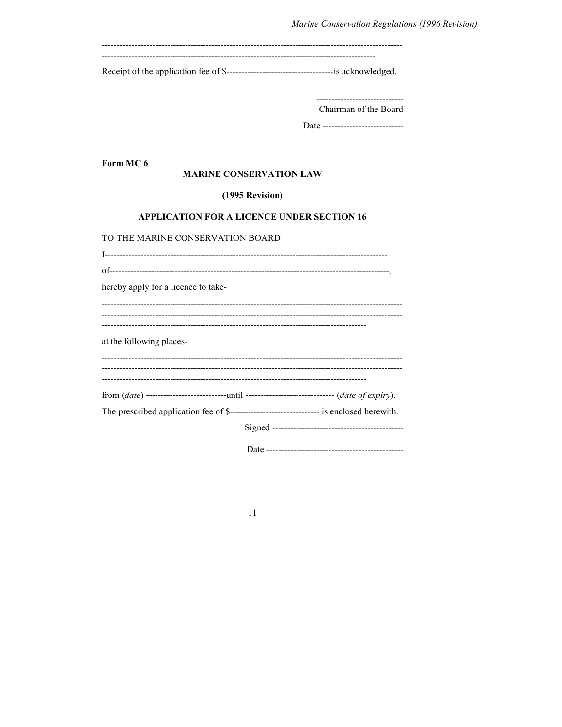-----------------------------------------------------------------------------------------------------
---------------------------------------------------------------------------------------------

Receipt of the application fee of $-----------------------------------is acknowledged.

----------------------------
Chairman of the Board

Date --------------------------

**Form MC 6**

**MARINE CONSERVATION LAW**

**(1995 Revision)**

**APPLICATION FOR A LICENCE UNDER SECTION 16**

TO THE MARINE CONSERVATION BOARD

I---------------------------------------------------------------------------------------------

of---------------------------------------------------------------------------------------------,

hereby apply for a licence to take-

-----------------------------------------------------------------------------------------------------
-----------------------------------------------------------------------------------------------------
-----------------------------------------------------------------------------------------

at the following places-

-----------------------------------------------------------------------------------------------------
-----------------------------------------------------------------------------------------------------
-----------------------------------------------------------------------------------------

from (*date*) ---------------------------until ------------------------------ (*date of expiry*).

The prescribed application fee of $------------------------------ is enclosed herewith.

Signed --------------------------------------------

Date ---------------------------------------------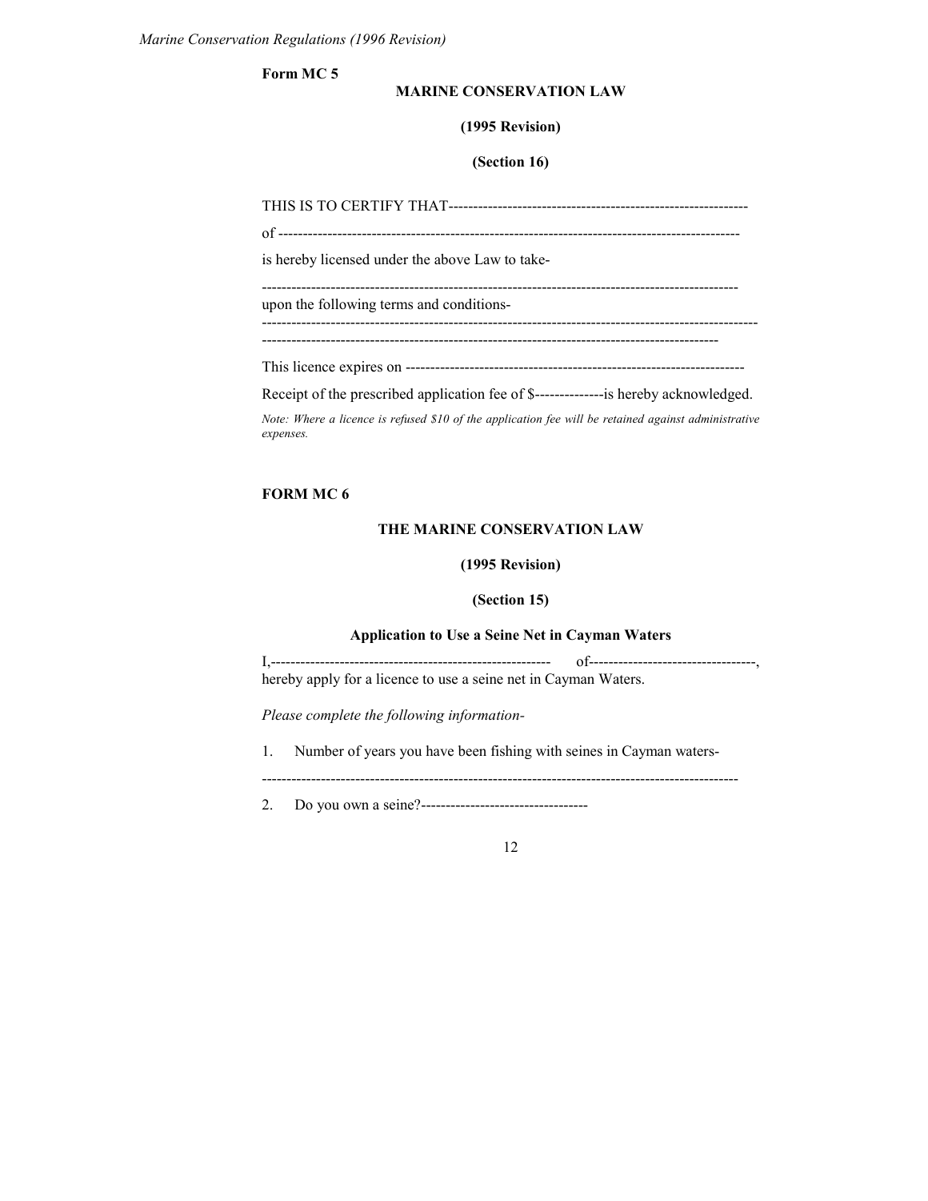**Form MC 5**

**MARINE CONSERVATION LAW**

**(1995 Revision)**

**(Section 16)**

THIS IS TO CERTIFY THAT------------------------------------------------------------

of ---------------------------------------------------------------------------------------------

is hereby licensed under the above Law to take-

-------------------------------------------------------------------------------------------------

upon the following terms and conditions-

----------------------------------------------------------------------------------------------------

---------------------------------------------------------------------------------------------

This licence expires on --------------------------------------------------------------------

Receipt of the prescribed application fee of $--------------is hereby acknowledged.

*Note: Where a licence is refused $10 of the application fee will be retained against administrative expenses.*

**FORM MC 6**

**THE MARINE CONSERVATION LAW**

**(1995 Revision)**

**(Section 15)**

**Application to Use a Seine Net in Cayman Waters**

I,---------------------------------------------------------- of----------------------------------, hereby apply for a licence to use a seine net in Cayman Waters.

*Please complete the following information-*

1. Number of years you have been fishing with seines in Cayman waters-

-------------------------------------------------------------------------------------------------

2. Do you own a seine?----------------------------------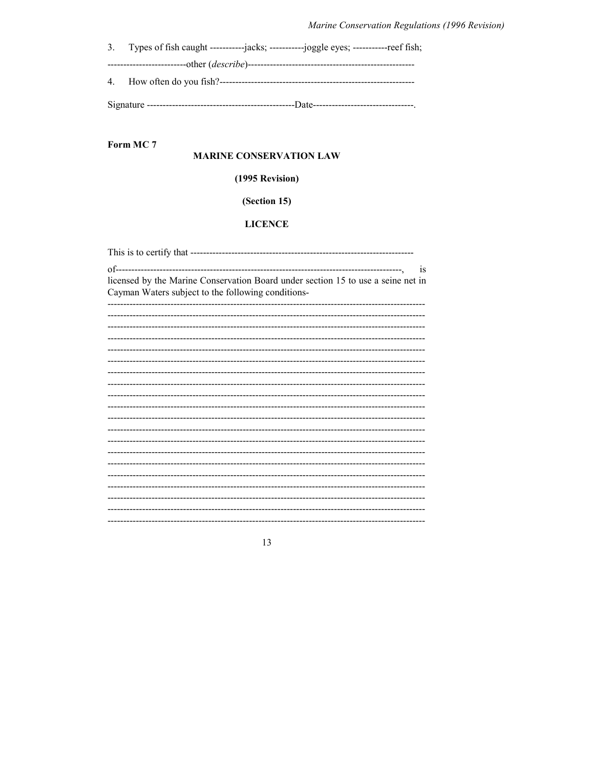3. Types of fish caught -----------jacks; -----------joggle eyes; -----------reef fish;

-------------------------other (*describe*)-----------------------------------------------------

4. How often do you fish?-------------------------------------------------------------

Signature -----------------------------------------------Date-------------------------------.

**Form MC 7**

**MARINE CONSERVATION LAW**

**(1995 Revision)**

**(Section 15)**

**LICENCE**

This is to certify that ----------------------------------------------------------------------

of------------------------------------------------------------------------------------------, is licensed by the Marine Conservation Board under section 15 to use a seine net in Cayman Waters subject to the following conditions-

----------------------------------------------------------------------------------------------------
----------------------------------------------------------------------------------------------------
----------------------------------------------------------------------------------------------------
----------------------------------------------------------------------------------------------------
----------------------------------------------------------------------------------------------------
----------------------------------------------------------------------------------------------------
----------------------------------------------------------------------------------------------------
----------------------------------------------------------------------------------------------------
----------------------------------------------------------------------------------------------------
----------------------------------------------------------------------------------------------------
----------------------------------------------------------------------------------------------------
----------------------------------------------------------------------------------------------------
----------------------------------------------------------------------------------------------------
----------------------------------------------------------------------------------------------------
----------------------------------------------------------------------------------------------------
----------------------------------------------------------------------------------------------------
----------------------------------------------------------------------------------------------------
----------------------------------------------------------------------------------------------------
----------------------------------------------------------------------------------------------------
----------------------------------------------------------------------------------------------------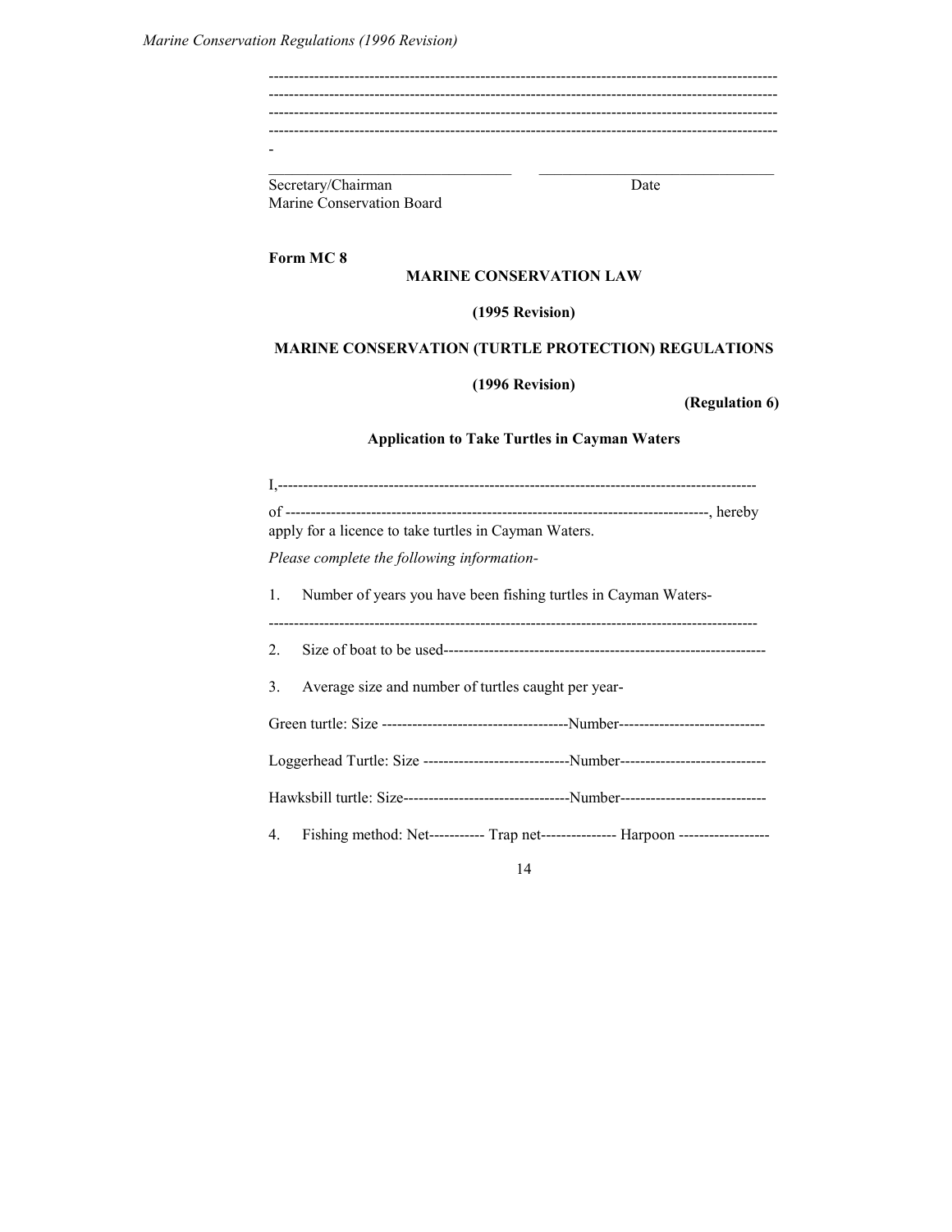-----------------------------------------------------------------------------------------------------
-----------------------------------------------------------------------------------------------------
-----------------------------------------------------------------------------------------------------
-----------------------------------------------------------------------------------------------------
-

_________________________________ _______________________________

Secretary/Chairman Date
Marine Conservation Board

**Form MC 8**

**MARINE CONSERVATION LAW**

**(1995 Revision)**

**MARINE CONSERVATION (TURTLE PROTECTION) REGULATIONS**

**(1996 Revision)**

**(Regulation 6)**

**Application to Take Turtles in Cayman Waters**

I,-----------------------------------------------------------------------------------------------

of ------------------------------------------------------------------------------------, hereby apply for a licence to take turtles in Cayman Waters.

*Please complete the following information-*

1. Number of years you have been fishing turtles in Cayman Waters-

-----------------------------------------------------------------------------------------------

2. Size of boat to be used----------------------------------------------------------------

3. Average size and number of turtles caught per year-

Green turtle: Size -------------------------------------Number-----------------------------

Loggerhead Turtle: Size -----------------------------Number-----------------------------

Hawksbill turtle: Size---------------------------------Number-----------------------------

4. Fishing method: Net----------- Trap net--------------- Harpoon ------------------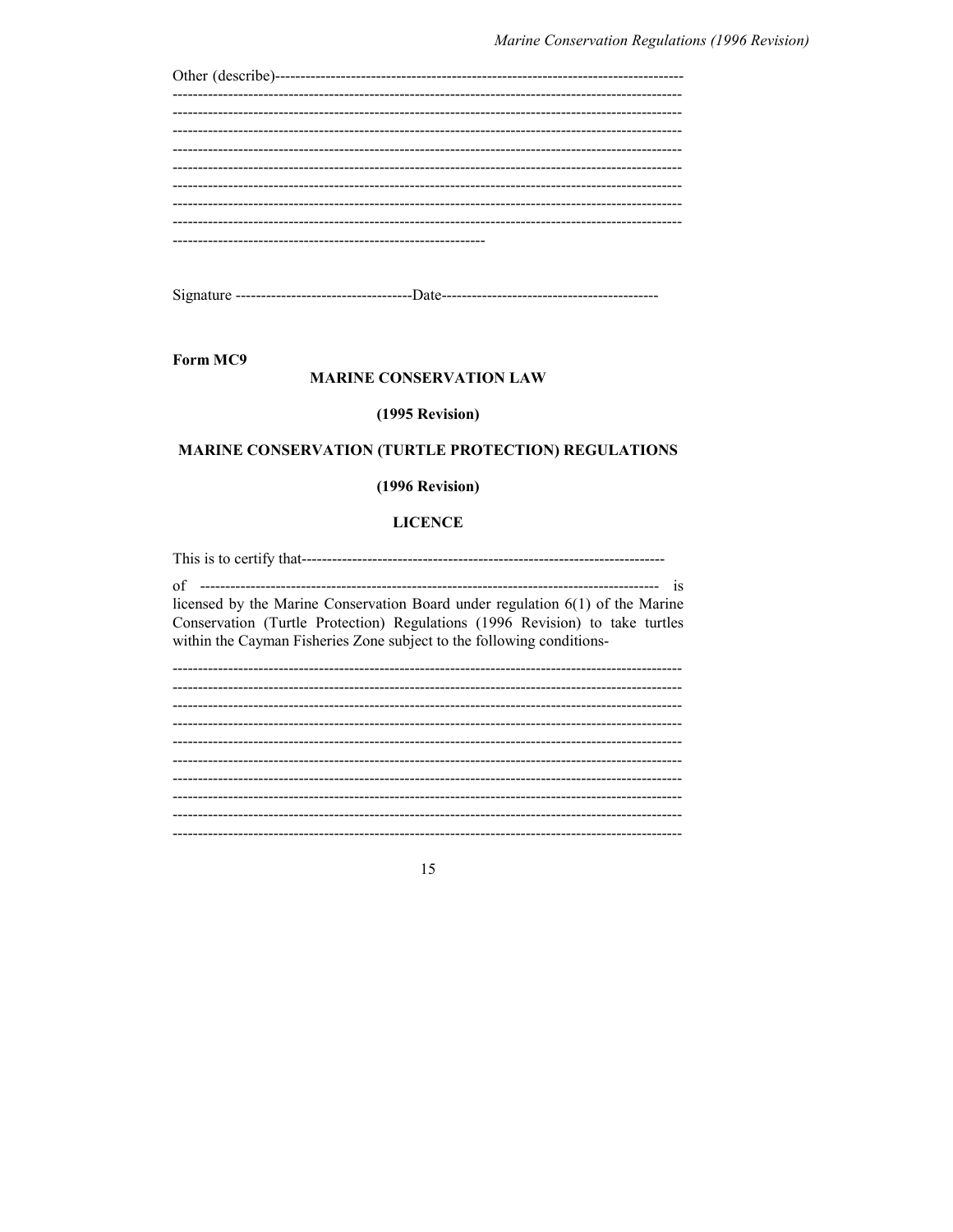Other (describe)----------------------------------------------------------------------------------
----------------------------------------------------------------------------------------------------
----------------------------------------------------------------------------------------------------
----------------------------------------------------------------------------------------------------
----------------------------------------------------------------------------------------------------
----------------------------------------------------------------------------------------------------
----------------------------------------------------------------------------------------------------
----------------------------------------------------------------------------------------------------
----------------------------------------------------------------------------------------------------
--------------------------------------------------------------

Signature -----------------------------------Date-------------------------------------------

**Form MC9**

**MARINE CONSERVATION LAW**

**(1995 Revision)**

**MARINE CONSERVATION (TURTLE PROTECTION) REGULATIONS**

**(1996 Revision)**

**LICENCE**

This is to certify that--------------------------------------------------------------------------

of ------------------------------------------------------------------------------------------ is licensed by the Marine Conservation Board under regulation 6(1) of the Marine Conservation (Turtle Protection) Regulations (1996 Revision) to take turtles within the Cayman Fisheries Zone subject to the following conditions-

----------------------------------------------------------------------------------------------------
----------------------------------------------------------------------------------------------------
----------------------------------------------------------------------------------------------------
----------------------------------------------------------------------------------------------------
----------------------------------------------------------------------------------------------------
----------------------------------------------------------------------------------------------------
----------------------------------------------------------------------------------------------------
----------------------------------------------------------------------------------------------------
----------------------------------------------------------------------------------------------------
----------------------------------------------------------------------------------------------------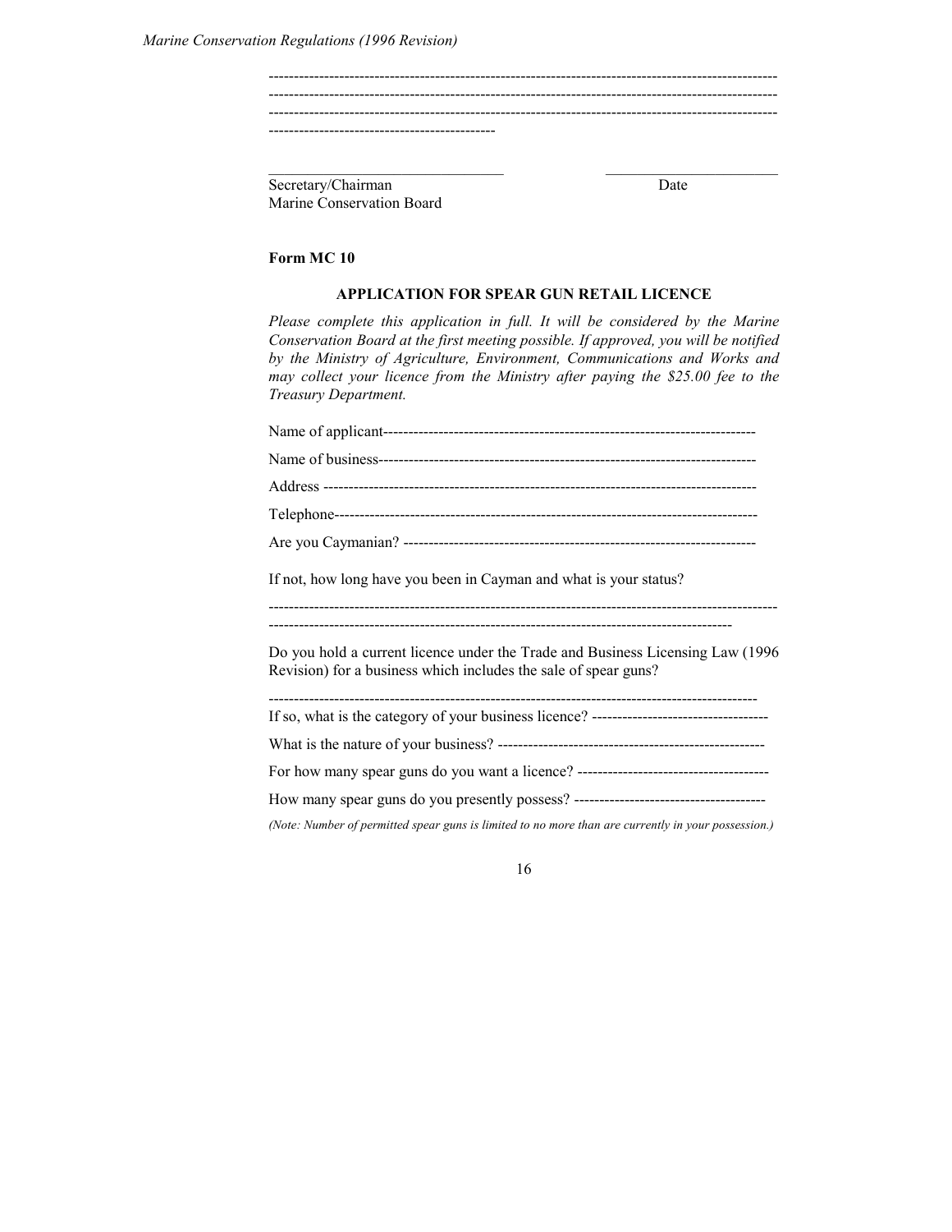---------------------------------------------------------------------------------------------------
---------------------------------------------------------------------------------------------------
---------------------------------------------------------------------------------------------------
---------------------------------------------

Secretary/Chairman Date
Marine Conservation Board

**Form MC 10**

**APPLICATION FOR SPEAR GUN RETAIL LICENCE**

*Please complete this application in full. It will be considered by the Marine Conservation Board at the first meeting possible. If approved, you will be notified by the Ministry of Agriculture, Environment, Communications and Works and may collect your licence from the Ministry after paying the $25.00 fee to the Treasury Department.*

Name of applicant---------------------------------------------------------------------------

Name of business---------------------------------------------------------------------------

Address ------------------------------------------------------------------------------------

Telephone----------------------------------------------------------------------------------

Are you Caymanian? ----------------------------------------------------------------------

If not, how long have you been in Cayman and what is your status?

---------------------------------------------------------------------------------------------------
-------------------------------------------------------------------------------------------

Do you hold a current licence under the Trade and Business Licensing Law (1996 Revision) for a business which includes the sale of spear guns?

-------------------------------------------------------------------------------------------------

If so, what is the category of your business licence? -----------------------------------

What is the nature of your business? -----------------------------------------------------

For how many spear guns do you want a licence? --------------------------------------

How many spear guns do you presently possess? --------------------------------------

*(Note: Number of permitted spear guns is limited to no more than are currently in your possession.)*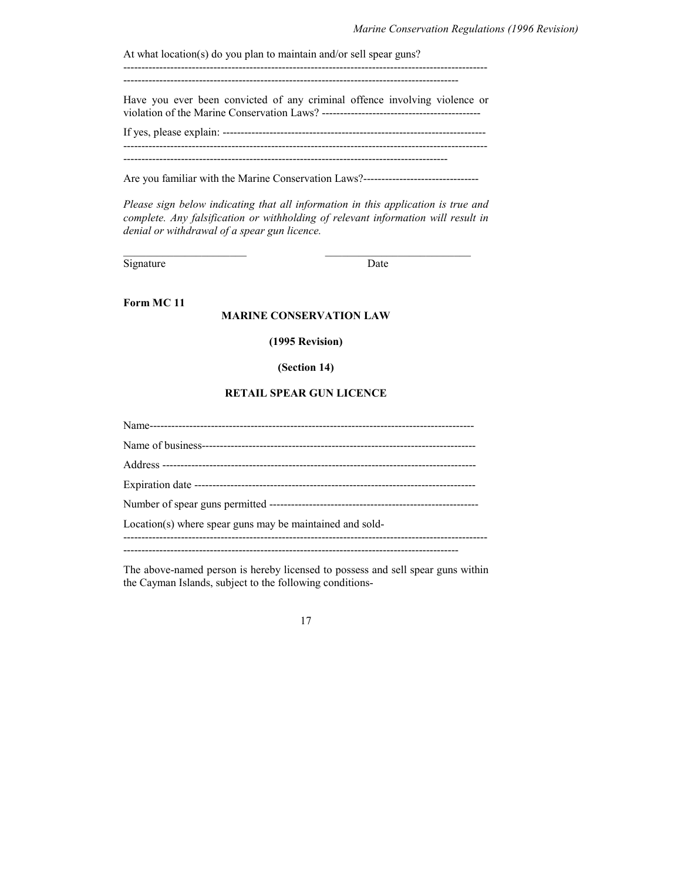At what location(s) do you plan to maintain and/or sell spear guns?

---------------------------------------------------------------------------------------------------
-------------------------------------------------------------------------------------------

Have you ever been convicted of any criminal offence involving violence or violation of the Marine Conservation Laws? --------------------------------------------

If yes, please explain: -----------------------------------------------------------------------------
---------------------------------------------------------------------------------------------------
-----------------------------------------------------------------------------------------

Are you familiar with the Marine Conservation Laws?--------------------------------

*Please sign below indicating that all information in this application is true and complete. Any falsification or withholding of relevant information will result in denial or withdrawal of a spear gun licence.*

______________________ ___________________________

Signature Date

**Form MC 11**

**MARINE CONSERVATION LAW**

**(1995 Revision)**

**(Section 14)**

**RETAIL SPEAR GUN LICENCE**

Name------------------------------------------------------------------------------------------

Name of business----------------------------------------------------------------------------

Address ---------------------------------------------------------------------------------------

Expiration date ------------------------------------------------------------------------------

Number of spear guns permitted ----------------------------------------------------------

Location(s) where spear guns may be maintained and sold-

---------------------------------------------------------------------------------------------------
-------------------------------------------------------------------------------------------

The above-named person is hereby licensed to possess and sell spear guns within the Cayman Islands, subject to the following conditions-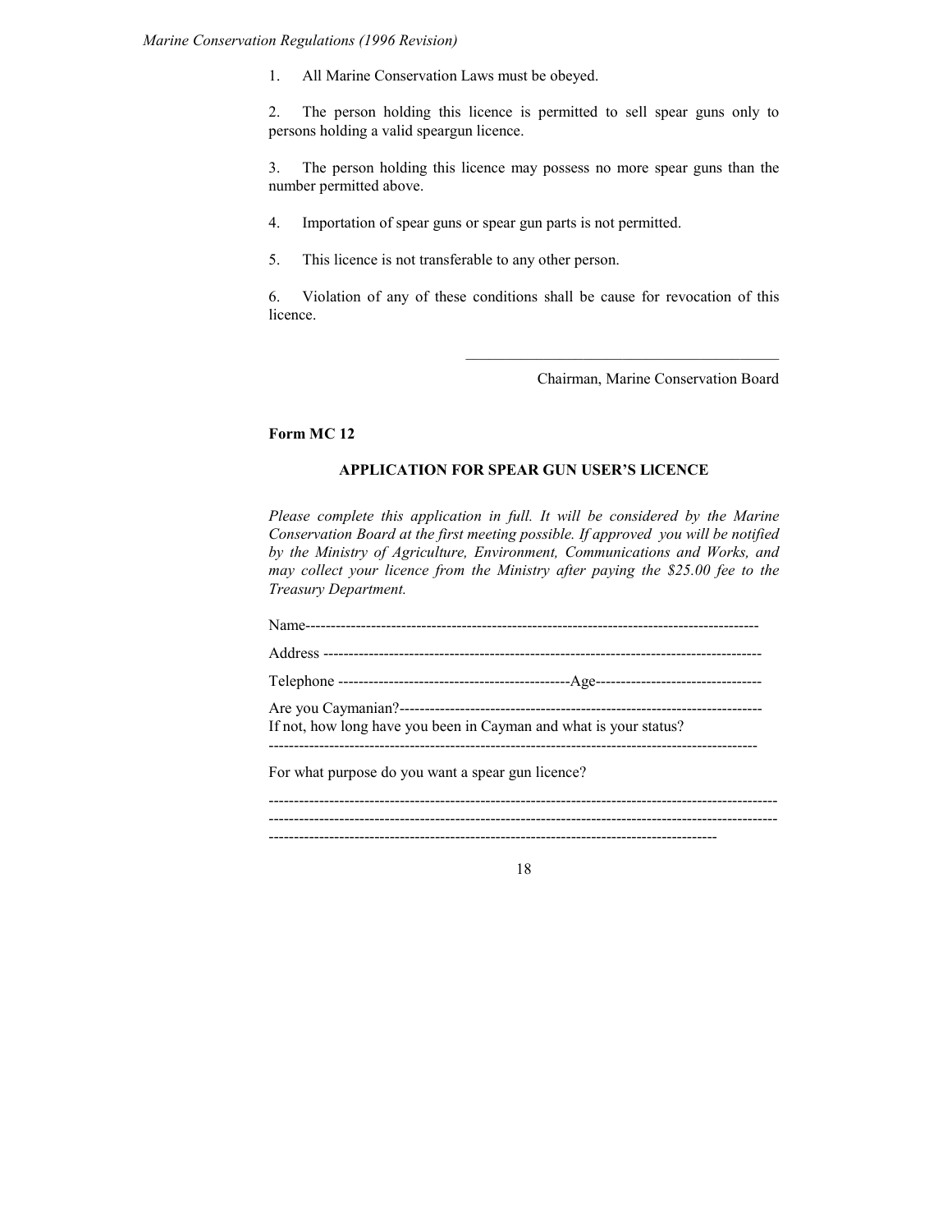1. All Marine Conservation Laws must be obeyed.

2. The person holding this licence is permitted to sell spear guns only to persons holding a valid speargun licence.

3. The person holding this licence may possess no more spear guns than the number permitted above.

4. Importation of spear guns or spear gun parts is not permitted.

5. This licence is not transferable to any other person.

6. Violation of any of these conditions shall be cause for revocation of this licence.

\_\_\_\_\_\_\_\_\_\_\_\_\_\_\_\_\_\_\_\_\_\_\_\_\_\_\_\_\_\_\_\_\_\_\_\_\_\_\_\_

Chairman, Marine Conservation Board

**Form MC 12**

**APPLICATION FOR SPEAR GUN USER'S LICENCE**

*Please complete this application in full. It will be considered by the Marine Conservation Board at the first meeting possible. If approved you will be notified by the Ministry of Agriculture, Environment, Communications and Works, and may collect your licence from the Ministry after paying the $25.00 fee to the Treasury Department.*

Name------------------------------------------------------------------------------------------

Address ---------------------------------------------------------------------------------------

Telephone ----------------------------------------------Age---------------------------------

Are you Caymanian?-----------------------------------------------------------------------
If not, how long have you been in Cayman and what is your status?

-----------------------------------------------------------------------------------------------

For what purpose do you want a spear gun licence?

-----------------------------------------------------------------------------------------------------
-----------------------------------------------------------------------------------------------------
-----------------------------------------------------------------------------------------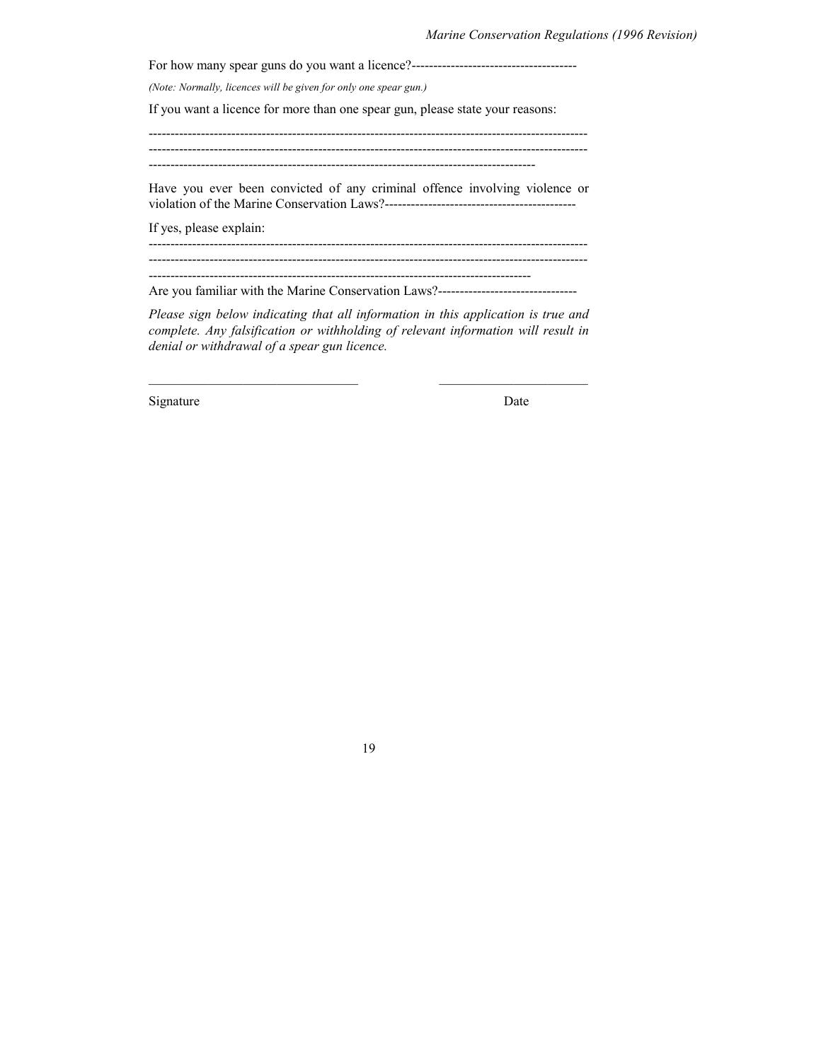For how many spear guns do you want a licence?--------------------------------------

*(Note: Normally, licences will be given for only one spear gun.)*

If you want a licence for more than one spear gun, please state your reasons:

----------------------------------------------------------------------------------------------------
----------------------------------------------------------------------------------------------------
-----------------------------------------------------------------------------------------

Have you ever been convicted of any criminal offence involving violence or violation of the Marine Conservation Laws?--------------------------------------------

If yes, please explain:

----------------------------------------------------------------------------------------------------
----------------------------------------------------------------------------------------------------
----------------------------------------------------------------------------------------

Are you familiar with the Marine Conservation Laws?--------------------------------

*Please sign below indicating that all information in this application is true and complete. Any falsification or withholding of relevant information will result in denial or withdrawal of a spear gun licence.*

_______________________________                _______________________

Signature                                                                 Date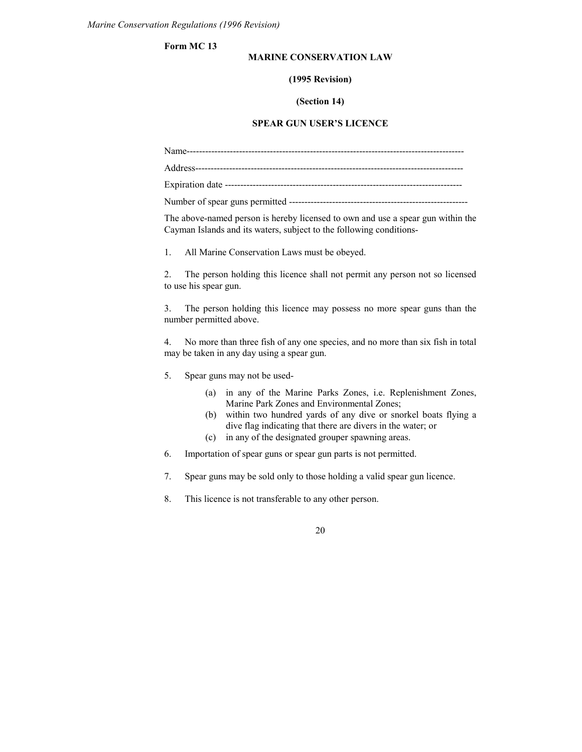**Form MC 13**

**MARINE CONSERVATION LAW**

**(1995 Revision)**

**(Section 14)**

**SPEAR GUN USER'S LICENCE**

Name-------------------------------------------------------------------------------------------

Address----------------------------------------------------------------------------------------

Expiration date ---------------------------------------------------------------------------------

Number of spear guns permitted ---------------------------------------------------------

The above-named person is hereby licensed to own and use a spear gun within the Cayman Islands and its waters, subject to the following conditions-

1. All Marine Conservation Laws must be obeyed.

2. The person holding this licence shall not permit any person not so licensed to use his spear gun.

3. The person holding this licence may possess no more spear guns than the number permitted above.

4. No more than three fish of any one species, and no more than six fish in total may be taken in any day using a spear gun.

5. Spear guns may not be used-

   (a) in any of the Marine Parks Zones, i.e. Replenishment Zones, Marine Park Zones and Environmental Zones;
   (b) within two hundred yards of any dive or snorkel boats flying a dive flag indicating that there are divers in the water; or
   (c) in any of the designated grouper spawning areas.

6. Importation of spear guns or spear gun parts is not permitted.

7. Spear guns may be sold only to those holding a valid spear gun licence.

8. This licence is not transferable to any other person.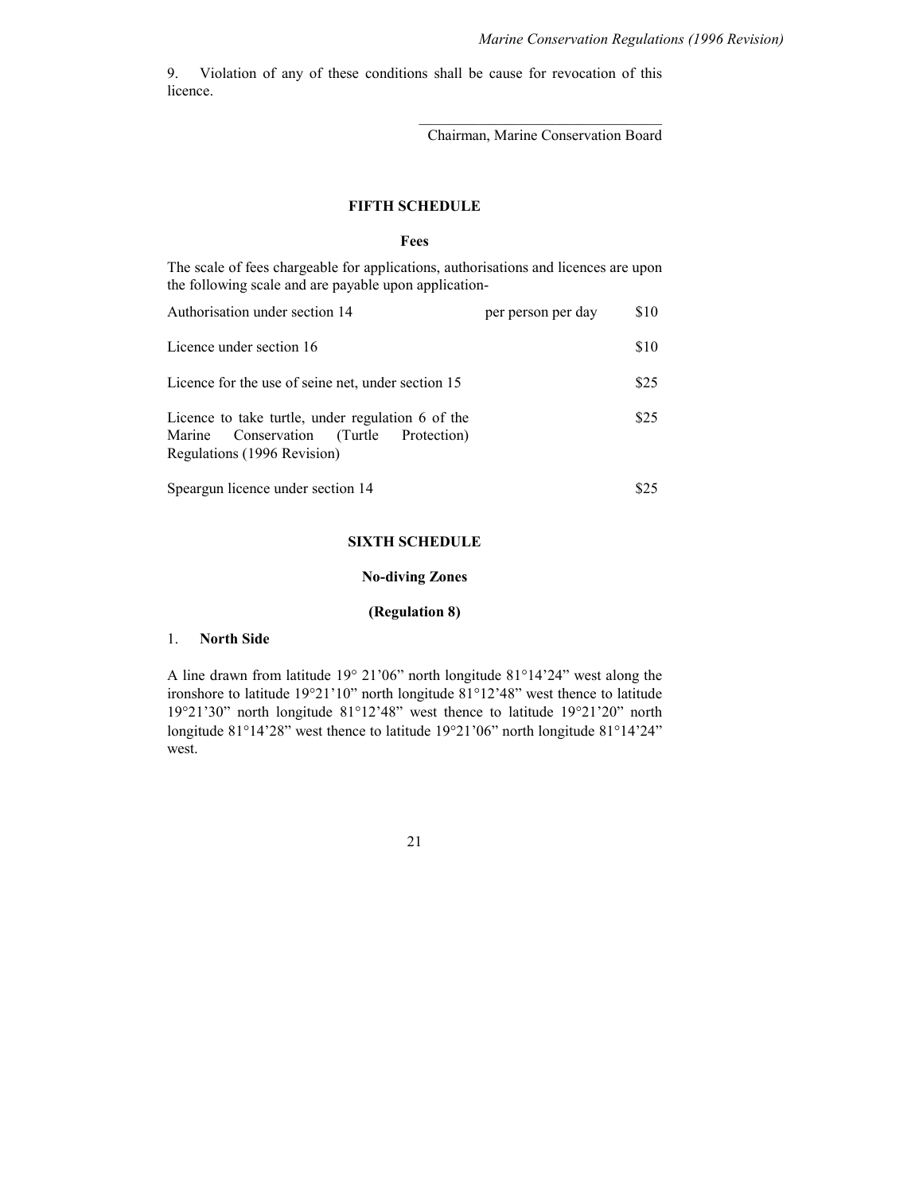9. Violation of any of these conditions shall be cause for revocation of this licence.

\_\_\_\_\_\_\_\_\_\_\_\_\_\_\_\_\_\_\_\_\_\_\_\_\_\_\_\_\_\_\_\_

Chairman, Marine Conservation Board

## FIFTH SCHEDULE

### Fees

The scale of fees chargeable for applications, authorisations and licences are upon the following scale and are payable upon application-

| | | |
|---|---|---|
| Authorisation under section 14 | per person per day | \$10 |
| Licence under section 16 | | \$10 |
| Licence for the use of seine net, under section 15 | | \$25 |
| Licence to take turtle, under regulation 6 of the Marine Conservation (Turtle Protection) Regulations (1996 Revision) | | \$25 |
| Speargun licence under section 14 | | \$25 |

## SIXTH SCHEDULE

### No-diving Zones

**(Regulation 8)**

1. **North Side**

A line drawn from latitude 19° 21'06" north longitude 81°14'24" west along the ironshore to latitude 19°21'10" north longitude 81°12'48" west thence to latitude 19°21'30" north longitude 81°12'48" west thence to latitude 19°21'20" north longitude 81°14'28" west thence to latitude 19°21'06" north longitude 81°14'24" west.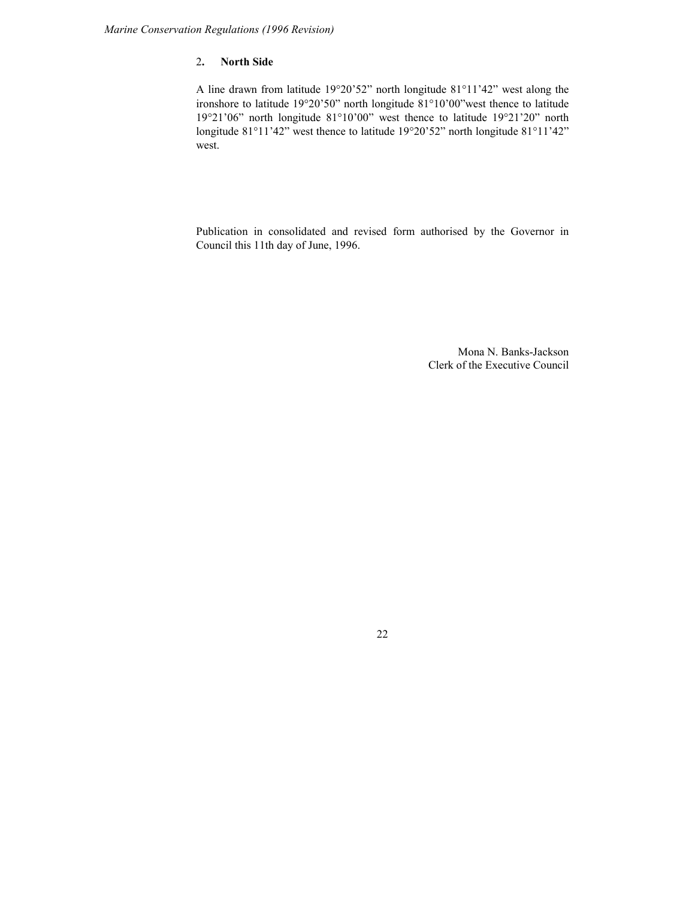2**.** **North Side**

A line drawn from latitude 19°20'52" north longitude 81°11'42" west along the ironshore to latitude 19°20'50" north longitude 81°10'00"west thence to latitude 19°21'06" north longitude 81°10'00" west thence to latitude 19°21'20" north longitude 81°11'42" west thence to latitude 19°20'52" north longitude 81°11'42" west.

Publication in consolidated and revised form authorised by the Governor in Council this 11th day of June, 1996.

Mona N. Banks-Jackson
Clerk of the Executive Council